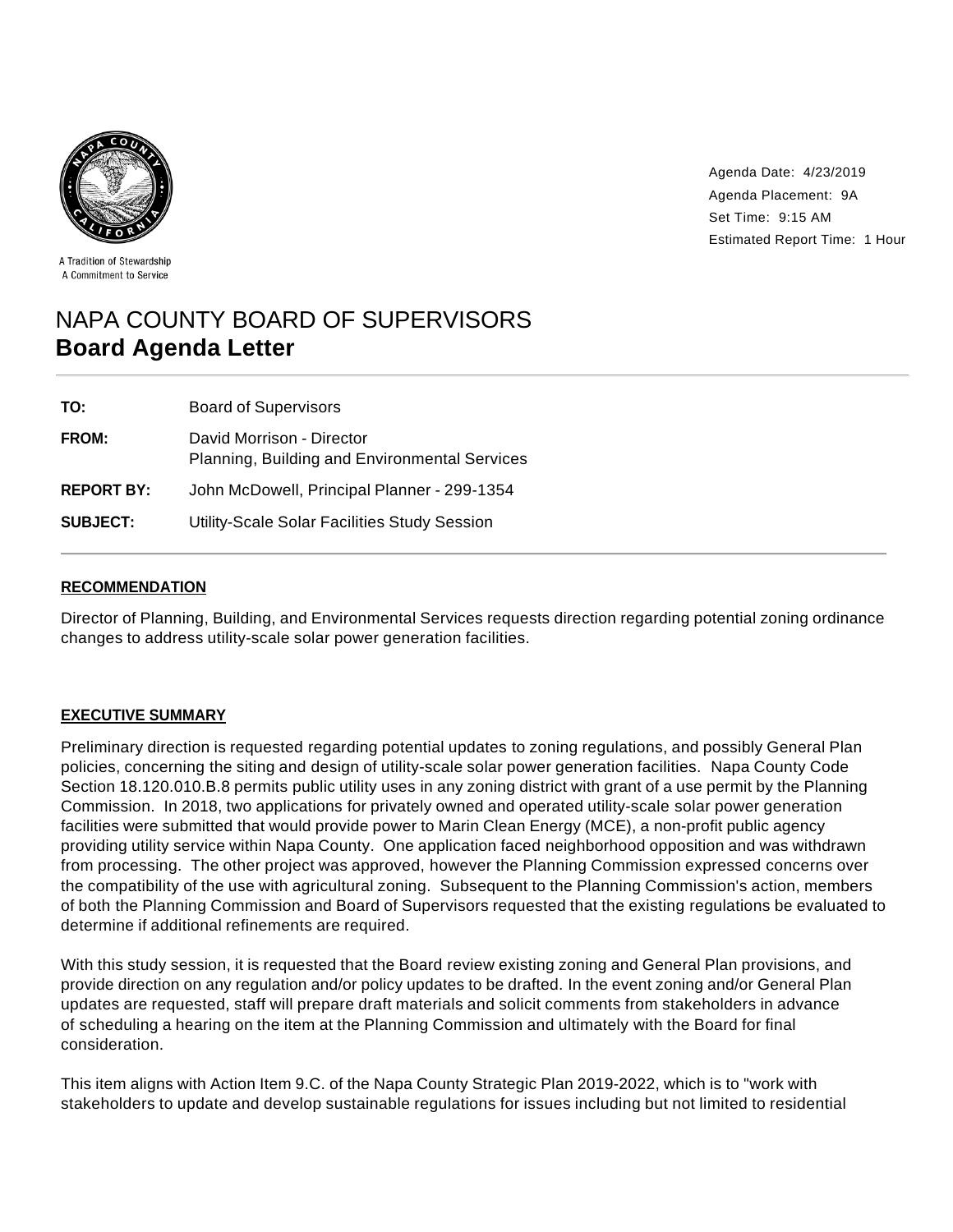A Tradition of Stewardship
A Commitment to Service

Agenda Date: 4/23/2019
Agenda Placement: 9A
Set Time: 9:15 AM
Estimated Report Time: 1 Hour

# NAPA COUNTY BOARD OF SUPERVISORS
## Board Agenda Letter

| | |
|---|---|
| **TO:** | Board of Supervisors |
| **FROM:** | David Morrison - Director<br>Planning, Building and Environmental Services |
| **REPORT BY:** | John McDowell, Principal Planner - 299-1354 |
| **SUBJECT:** | Utility-Scale Solar Facilities Study Session |

### RECOMMENDATION

Director of Planning, Building, and Environmental Services requests direction regarding potential zoning ordinance changes to address utility-scale solar power generation facilities.

### EXECUTIVE SUMMARY

Preliminary direction is requested regarding potential updates to zoning regulations, and possibly General Plan policies, concerning the siting and design of utility-scale solar power generation facilities. Napa County Code Section 18.120.010.B.8 permits public utility uses in any zoning district with grant of a use permit by the Planning Commission. In 2018, two applications for privately owned and operated utility-scale solar power generation facilities were submitted that would provide power to Marin Clean Energy (MCE), a non-profit public agency providing utility service within Napa County. One application faced neighborhood opposition and was withdrawn from processing. The other project was approved, however the Planning Commission expressed concerns over the compatibility of the use with agricultural zoning. Subsequent to the Planning Commission's action, members of both the Planning Commission and Board of Supervisors requested that the existing regulations be evaluated to determine if additional refinements are required.

With this study session, it is requested that the Board review existing zoning and General Plan provisions, and provide direction on any regulation and/or policy updates to be drafted. In the event zoning and/or General Plan updates are requested, staff will prepare draft materials and solicit comments from stakeholders in advance of scheduling a hearing on the item at the Planning Commission and ultimately with the Board for final consideration.

This item aligns with Action Item 9.C. of the Napa County Strategic Plan 2019-2022, which is to "work with stakeholders to update and develop sustainable regulations for issues including but not limited to residential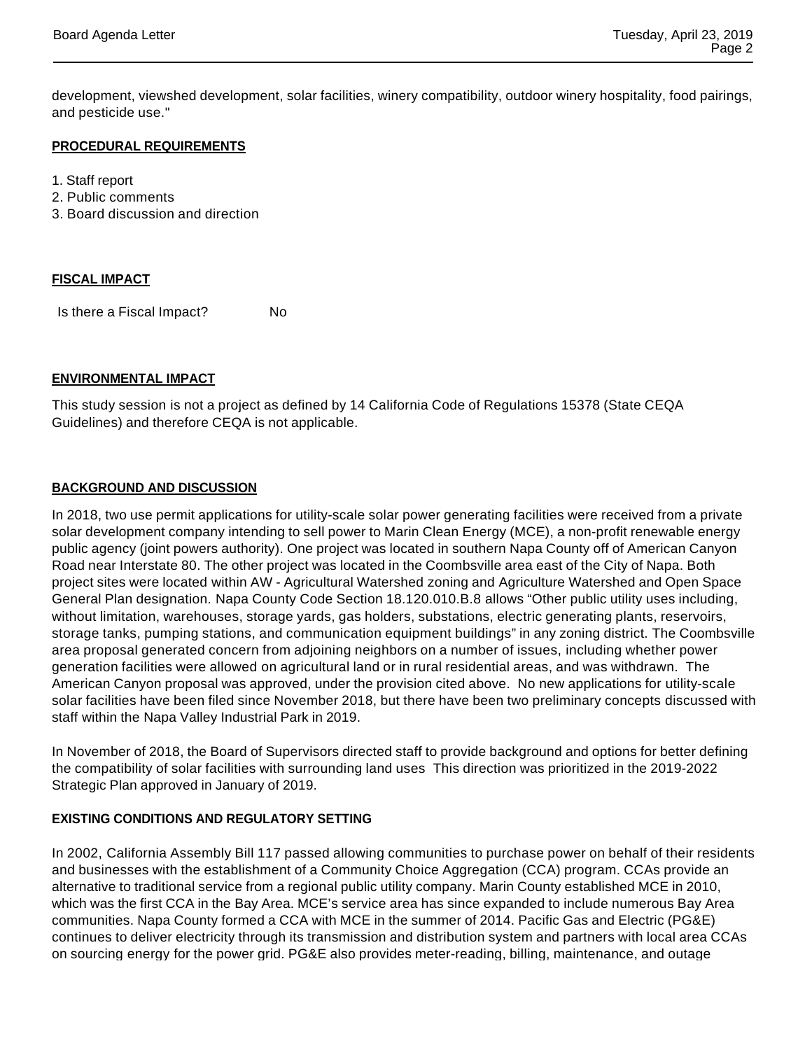development, viewshed development, solar facilities, winery compatibility, outdoor winery hospitality, food pairings, and pesticide use."

## PROCEDURAL REQUIREMENTS

1. Staff report
2. Public comments
3. Board discussion and direction

## FISCAL IMPACT

Is there a Fiscal Impact? No

## ENVIRONMENTAL IMPACT

This study session is not a project as defined by 14 California Code of Regulations 15378 (State CEQA Guidelines) and therefore CEQA is not applicable.

## BACKGROUND AND DISCUSSION

In 2018, two use permit applications for utility-scale solar power generating facilities were received from a private solar development company intending to sell power to Marin Clean Energy (MCE), a non-profit renewable energy public agency (joint powers authority). One project was located in southern Napa County off of American Canyon Road near Interstate 80. The other project was located in the Coombsville area east of the City of Napa. Both project sites were located within AW - Agricultural Watershed zoning and Agriculture Watershed and Open Space General Plan designation. Napa County Code Section 18.120.010.B.8 allows "Other public utility uses including, without limitation, warehouses, storage yards, gas holders, substations, electric generating plants, reservoirs, storage tanks, pumping stations, and communication equipment buildings" in any zoning district. The Coombsville area proposal generated concern from adjoining neighbors on a number of issues, including whether power generation facilities were allowed on agricultural land or in rural residential areas, and was withdrawn. The American Canyon proposal was approved, under the provision cited above. No new applications for utility-scale solar facilities have been filed since November 2018, but there have been two preliminary concepts discussed with staff within the Napa Valley Industrial Park in 2019.

In November of 2018, the Board of Supervisors directed staff to provide background and options for better defining the compatibility of solar facilities with surrounding land uses This direction was prioritized in the 2019-2022 Strategic Plan approved in January of 2019.

### EXISTING CONDITIONS AND REGULATORY SETTING

In 2002, California Assembly Bill 117 passed allowing communities to purchase power on behalf of their residents and businesses with the establishment of a Community Choice Aggregation (CCA) program. CCAs provide an alternative to traditional service from a regional public utility company. Marin County established MCE in 2010, which was the first CCA in the Bay Area. MCE's service area has since expanded to include numerous Bay Area communities. Napa County formed a CCA with MCE in the summer of 2014. Pacific Gas and Electric (PG&E) continues to deliver electricity through its transmission and distribution system and partners with local area CCAs on sourcing energy for the power grid. PG&E also provides meter-reading, billing, maintenance, and outage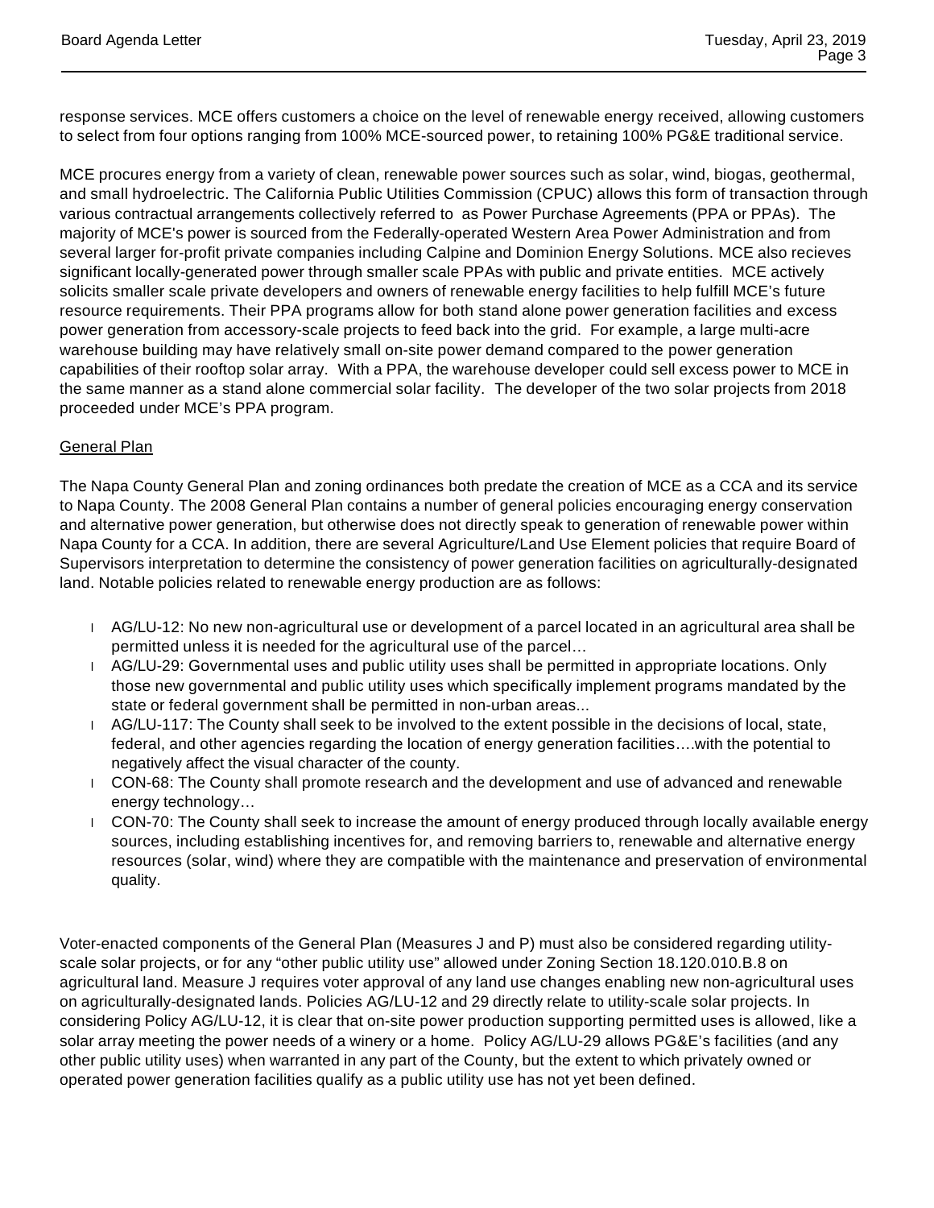response services. MCE offers customers a choice on the level of renewable energy received, allowing customers to select from four options ranging from 100% MCE-sourced power, to retaining 100% PG&E traditional service.

MCE procures energy from a variety of clean, renewable power sources such as solar, wind, biogas, geothermal, and small hydroelectric. The California Public Utilities Commission (CPUC) allows this form of transaction through various contractual arrangements collectively referred to as Power Purchase Agreements (PPA or PPAs). The majority of MCE's power is sourced from the Federally-operated Western Area Power Administration and from several larger for-profit private companies including Calpine and Dominion Energy Solutions. MCE also recieves significant locally-generated power through smaller scale PPAs with public and private entities. MCE actively solicits smaller scale private developers and owners of renewable energy facilities to help fulfill MCE's future resource requirements. Their PPA programs allow for both stand alone power generation facilities and excess power generation from accessory-scale projects to feed back into the grid. For example, a large multi-acre warehouse building may have relatively small on-site power demand compared to the power generation capabilities of their rooftop solar array. With a PPA, the warehouse developer could sell excess power to MCE in the same manner as a stand alone commercial solar facility. The developer of the two solar projects from 2018 proceeded under MCE's PPA program.

General Plan

The Napa County General Plan and zoning ordinances both predate the creation of MCE as a CCA and its service to Napa County. The 2008 General Plan contains a number of general policies encouraging energy conservation and alternative power generation, but otherwise does not directly speak to generation of renewable power within Napa County for a CCA. In addition, there are several Agriculture/Land Use Element policies that require Board of Supervisors interpretation to determine the consistency of power generation facilities on agriculturally-designated land. Notable policies related to renewable energy production are as follows:

- AG/LU-12: No new non-agricultural use or development of a parcel located in an agricultural area shall be permitted unless it is needed for the agricultural use of the parcel…
- AG/LU-29: Governmental uses and public utility uses shall be permitted in appropriate locations. Only those new governmental and public utility uses which specifically implement programs mandated by the state or federal government shall be permitted in non-urban areas...
- AG/LU-117: The County shall seek to be involved to the extent possible in the decisions of local, state, federal, and other agencies regarding the location of energy generation facilities….with the potential to negatively affect the visual character of the county.
- CON-68: The County shall promote research and the development and use of advanced and renewable energy technology…
- CON-70: The County shall seek to increase the amount of energy produced through locally available energy sources, including establishing incentives for, and removing barriers to, renewable and alternative energy resources (solar, wind) where they are compatible with the maintenance and preservation of environmental quality.

Voter-enacted components of the General Plan (Measures J and P) must also be considered regarding utility-scale solar projects, or for any "other public utility use" allowed under Zoning Section 18.120.010.B.8 on agricultural land. Measure J requires voter approval of any land use changes enabling new non-agricultural uses on agriculturally-designated lands. Policies AG/LU-12 and 29 directly relate to utility-scale solar projects. In considering Policy AG/LU-12, it is clear that on-site power production supporting permitted uses is allowed, like a solar array meeting the power needs of a winery or a home. Policy AG/LU-29 allows PG&E's facilities (and any other public utility uses) when warranted in any part of the County, but the extent to which privately owned or operated power generation facilities qualify as a public utility use has not yet been defined.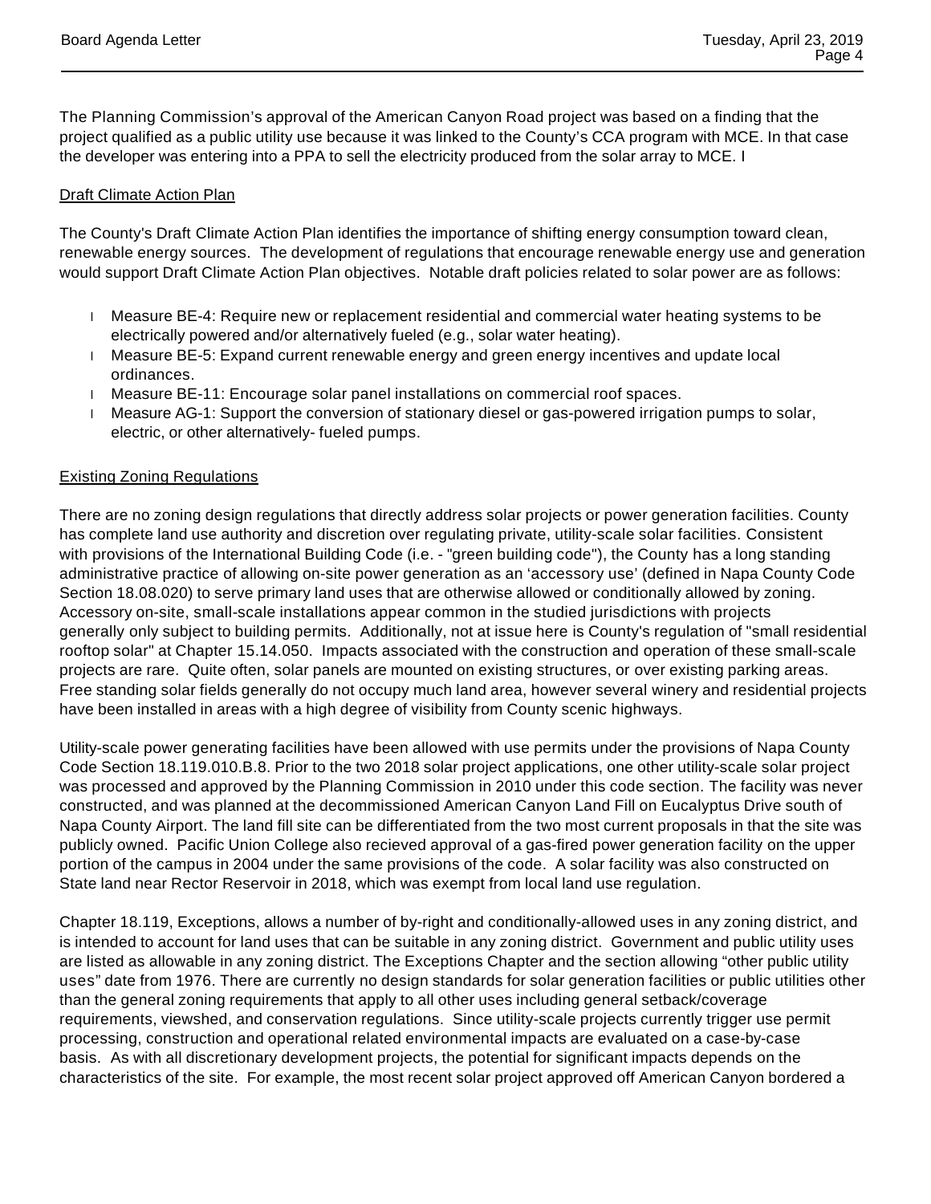The Planning Commission's approval of the American Canyon Road project was based on a finding that the project qualified as a public utility use because it was linked to the County's CCA program with MCE. In that case the developer was entering into a PPA to sell the electricity produced from the solar array to MCE. I

Draft Climate Action Plan

The County's Draft Climate Action Plan identifies the importance of shifting energy consumption toward clean, renewable energy sources. The development of regulations that encourage renewable energy use and generation would support Draft Climate Action Plan objectives. Notable draft policies related to solar power are as follows:

- Measure BE-4: Require new or replacement residential and commercial water heating systems to be electrically powered and/or alternatively fueled (e.g., solar water heating).
- Measure BE-5: Expand current renewable energy and green energy incentives and update local ordinances.
- Measure BE-11: Encourage solar panel installations on commercial roof spaces.
- Measure AG-1: Support the conversion of stationary diesel or gas-powered irrigation pumps to solar, electric, or other alternatively- fueled pumps.

Existing Zoning Regulations

There are no zoning design regulations that directly address solar projects or power generation facilities. County has complete land use authority and discretion over regulating private, utility-scale solar facilities. Consistent with provisions of the International Building Code (i.e. - "green building code"), the County has a long standing administrative practice of allowing on-site power generation as an 'accessory use' (defined in Napa County Code Section 18.08.020) to serve primary land uses that are otherwise allowed or conditionally allowed by zoning. Accessory on-site, small-scale installations appear common in the studied jurisdictions with projects generally only subject to building permits. Additionally, not at issue here is County's regulation of "small residential rooftop solar" at Chapter 15.14.050. Impacts associated with the construction and operation of these small-scale projects are rare. Quite often, solar panels are mounted on existing structures, or over existing parking areas. Free standing solar fields generally do not occupy much land area, however several winery and residential projects have been installed in areas with a high degree of visibility from County scenic highways.

Utility-scale power generating facilities have been allowed with use permits under the provisions of Napa County Code Section 18.119.010.B.8. Prior to the two 2018 solar project applications, one other utility-scale solar project was processed and approved by the Planning Commission in 2010 under this code section. The facility was never constructed, and was planned at the decommissioned American Canyon Land Fill on Eucalyptus Drive south of Napa County Airport. The land fill site can be differentiated from the two most current proposals in that the site was publicly owned. Pacific Union College also recieved approval of a gas-fired power generation facility on the upper portion of the campus in 2004 under the same provisions of the code. A solar facility was also constructed on State land near Rector Reservoir in 2018, which was exempt from local land use regulation.

Chapter 18.119, Exceptions, allows a number of by-right and conditionally-allowed uses in any zoning district, and is intended to account for land uses that can be suitable in any zoning district. Government and public utility uses are listed as allowable in any zoning district. The Exceptions Chapter and the section allowing "other public utility uses" date from 1976. There are currently no design standards for solar generation facilities or public utilities other than the general zoning requirements that apply to all other uses including general setback/coverage requirements, viewshed, and conservation regulations. Since utility-scale projects currently trigger use permit processing, construction and operational related environmental impacts are evaluated on a case-by-case basis. As with all discretionary development projects, the potential for significant impacts depends on the characteristics of the site. For example, the most recent solar project approved off American Canyon bordered a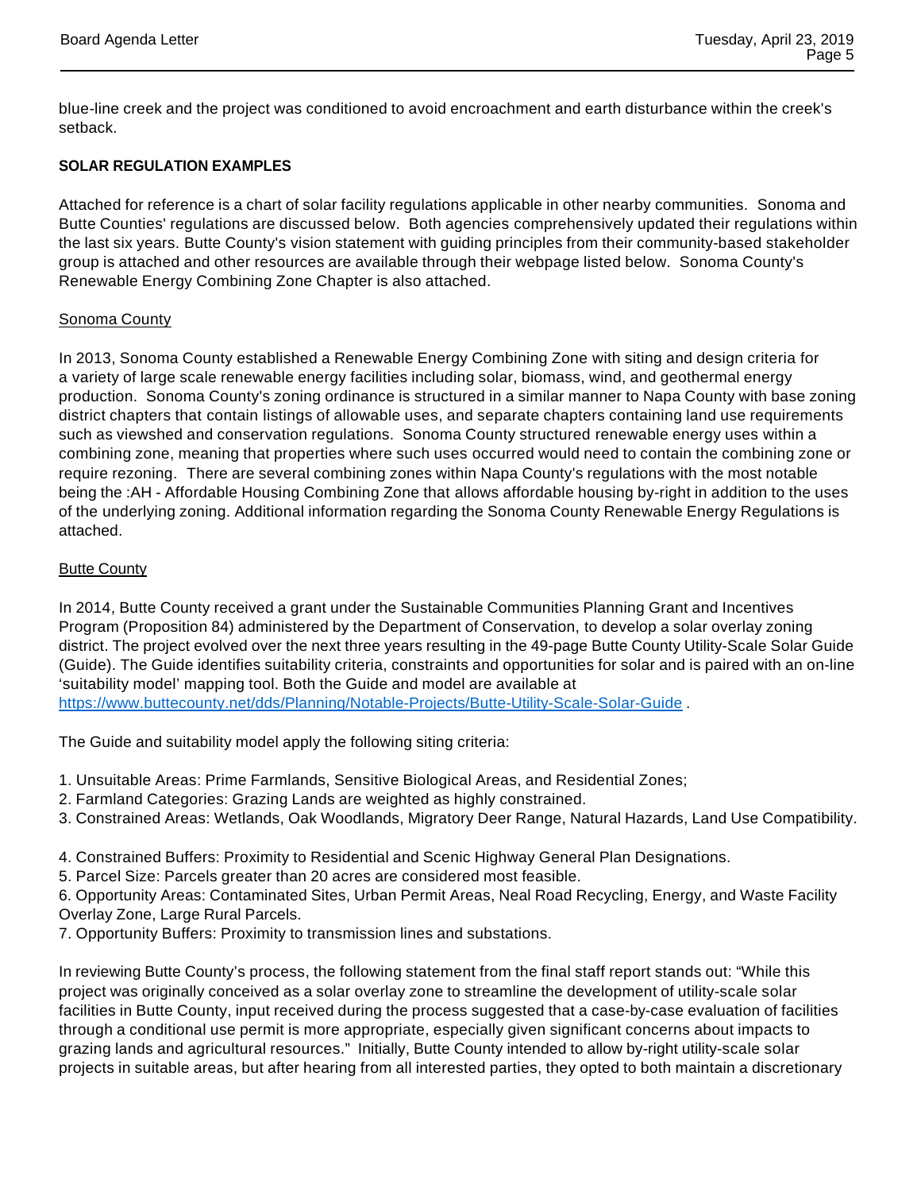blue-line creek and the project was conditioned to avoid encroachment and earth disturbance within the creek's setback.

**SOLAR REGULATION EXAMPLES**

Attached for reference is a chart of solar facility regulations applicable in other nearby communities. Sonoma and Butte Counties' regulations are discussed below. Both agencies comprehensively updated their regulations within the last six years. Butte County's vision statement with guiding principles from their community-based stakeholder group is attached and other resources are available through their webpage listed below. Sonoma County's Renewable Energy Combining Zone Chapter is also attached.

<u>Sonoma County</u>

In 2013, Sonoma County established a Renewable Energy Combining Zone with siting and design criteria for a variety of large scale renewable energy facilities including solar, biomass, wind, and geothermal energy production. Sonoma County's zoning ordinance is structured in a similar manner to Napa County with base zoning district chapters that contain listings of allowable uses, and separate chapters containing land use requirements such as viewshed and conservation regulations. Sonoma County structured renewable energy uses within a combining zone, meaning that properties where such uses occurred would need to contain the combining zone or require rezoning. There are several combining zones within Napa County's regulations with the most notable being the :AH - Affordable Housing Combining Zone that allows affordable housing by-right in addition to the uses of the underlying zoning. Additional information regarding the Sonoma County Renewable Energy Regulations is attached.

<u>Butte County</u>

In 2014, Butte County received a grant under the Sustainable Communities Planning Grant and Incentives Program (Proposition 84) administered by the Department of Conservation, to develop a solar overlay zoning district. The project evolved over the next three years resulting in the 49-page Butte County Utility-Scale Solar Guide (Guide). The Guide identifies suitability criteria, constraints and opportunities for solar and is paired with an on-line 'suitability model' mapping tool. Both the Guide and model are available at https://www.buttecounty.net/dds/Planning/Notable-Projects/Butte-Utility-Scale-Solar-Guide .

The Guide and suitability model apply the following siting criteria:

1. Unsuitable Areas: Prime Farmlands, Sensitive Biological Areas, and Residential Zones;
2. Farmland Categories: Grazing Lands are weighted as highly constrained.
3. Constrained Areas: Wetlands, Oak Woodlands, Migratory Deer Range, Natural Hazards, Land Use Compatibility.
4. Constrained Buffers: Proximity to Residential and Scenic Highway General Plan Designations.
5. Parcel Size: Parcels greater than 20 acres are considered most feasible.
6. Opportunity Areas: Contaminated Sites, Urban Permit Areas, Neal Road Recycling, Energy, and Waste Facility Overlay Zone, Large Rural Parcels.
7. Opportunity Buffers: Proximity to transmission lines and substations.

In reviewing Butte County's process, the following statement from the final staff report stands out: "While this project was originally conceived as a solar overlay zone to streamline the development of utility-scale solar facilities in Butte County, input received during the process suggested that a case-by-case evaluation of facilities through a conditional use permit is more appropriate, especially given significant concerns about impacts to grazing lands and agricultural resources." Initially, Butte County intended to allow by-right utility-scale solar projects in suitable areas, but after hearing from all interested parties, they opted to both maintain a discretionary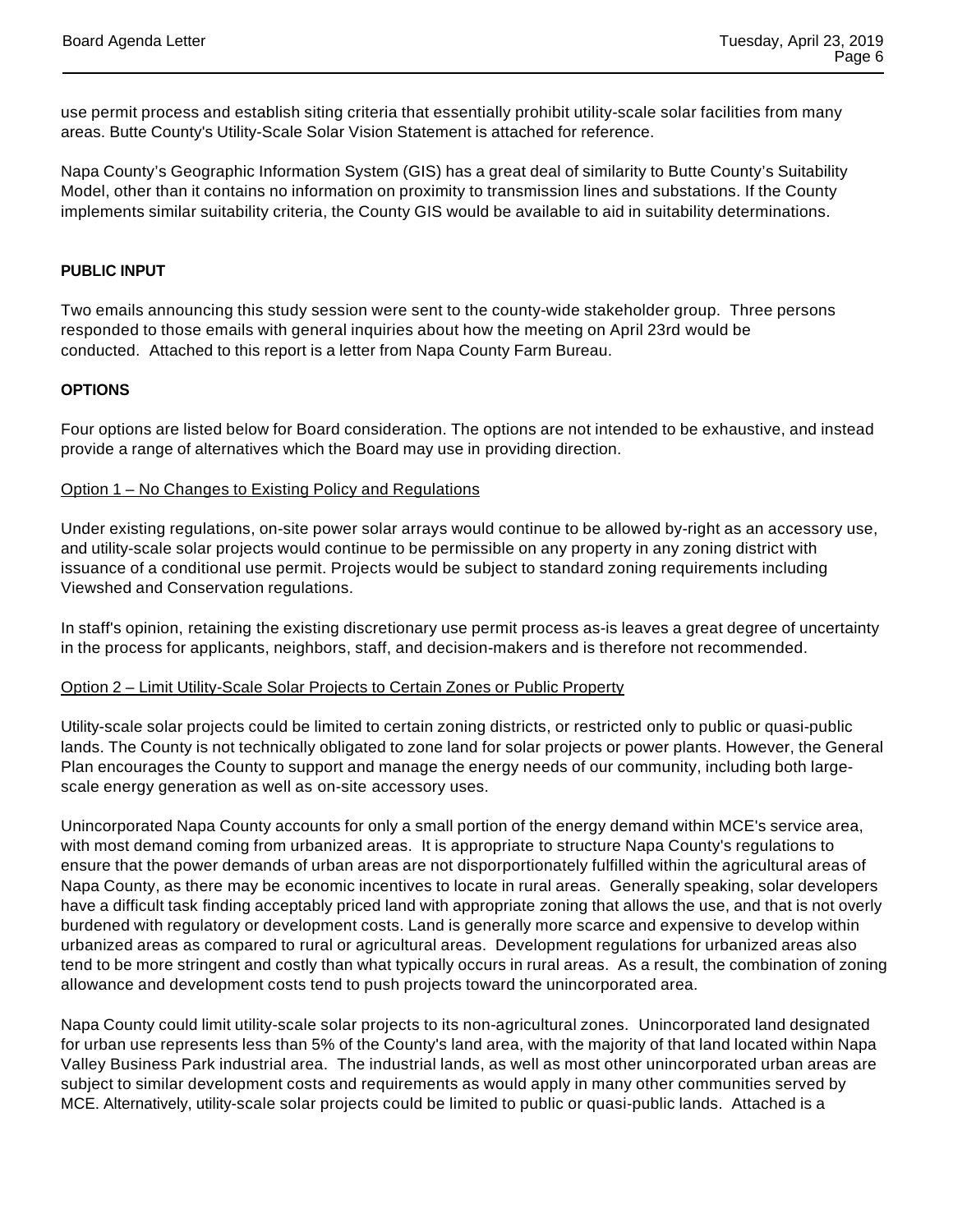use permit process and establish siting criteria that essentially prohibit utility-scale solar facilities from many areas. Butte County's Utility-Scale Solar Vision Statement is attached for reference.

Napa County's Geographic Information System (GIS) has a great deal of similarity to Butte County's Suitability Model, other than it contains no information on proximity to transmission lines and substations. If the County implements similar suitability criteria, the County GIS would be available to aid in suitability determinations.

**PUBLIC INPUT**

Two emails announcing this study session were sent to the county-wide stakeholder group. Three persons responded to those emails with general inquiries about how the meeting on April 23rd would be conducted. Attached to this report is a letter from Napa County Farm Bureau.

**OPTIONS**

Four options are listed below for Board consideration. The options are not intended to be exhaustive, and instead provide a range of alternatives which the Board may use in providing direction.

Option 1 – No Changes to Existing Policy and Regulations

Under existing regulations, on-site power solar arrays would continue to be allowed by-right as an accessory use, and utility-scale solar projects would continue to be permissible on any property in any zoning district with issuance of a conditional use permit. Projects would be subject to standard zoning requirements including Viewshed and Conservation regulations.

In staff's opinion, retaining the existing discretionary use permit process as-is leaves a great degree of uncertainty in the process for applicants, neighbors, staff, and decision-makers and is therefore not recommended.

Option 2 – Limit Utility-Scale Solar Projects to Certain Zones or Public Property

Utility-scale solar projects could be limited to certain zoning districts, or restricted only to public or quasi-public lands. The County is not technically obligated to zone land for solar projects or power plants. However, the General Plan encourages the County to support and manage the energy needs of our community, including both large-scale energy generation as well as on-site accessory uses.

Unincorporated Napa County accounts for only a small portion of the energy demand within MCE's service area, with most demand coming from urbanized areas. It is appropriate to structure Napa County's regulations to ensure that the power demands of urban areas are not disporportionately fulfilled within the agricultural areas of Napa County, as there may be economic incentives to locate in rural areas. Generally speaking, solar developers have a difficult task finding acceptably priced land with appropriate zoning that allows the use, and that is not overly burdened with regulatory or development costs. Land is generally more scarce and expensive to develop within urbanized areas as compared to rural or agricultural areas. Development regulations for urbanized areas also tend to be more stringent and costly than what typically occurs in rural areas. As a result, the combination of zoning allowance and development costs tend to push projects toward the unincorporated area.

Napa County could limit utility-scale solar projects to its non-agricultural zones. Unincorporated land designated for urban use represents less than 5% of the County's land area, with the majority of that land located within Napa Valley Business Park industrial area. The industrial lands, as well as most other unincorporated urban areas are subject to similar development costs and requirements as would apply in many other communities served by MCE. Alternatively, utility-scale solar projects could be limited to public or quasi-public lands. Attached is a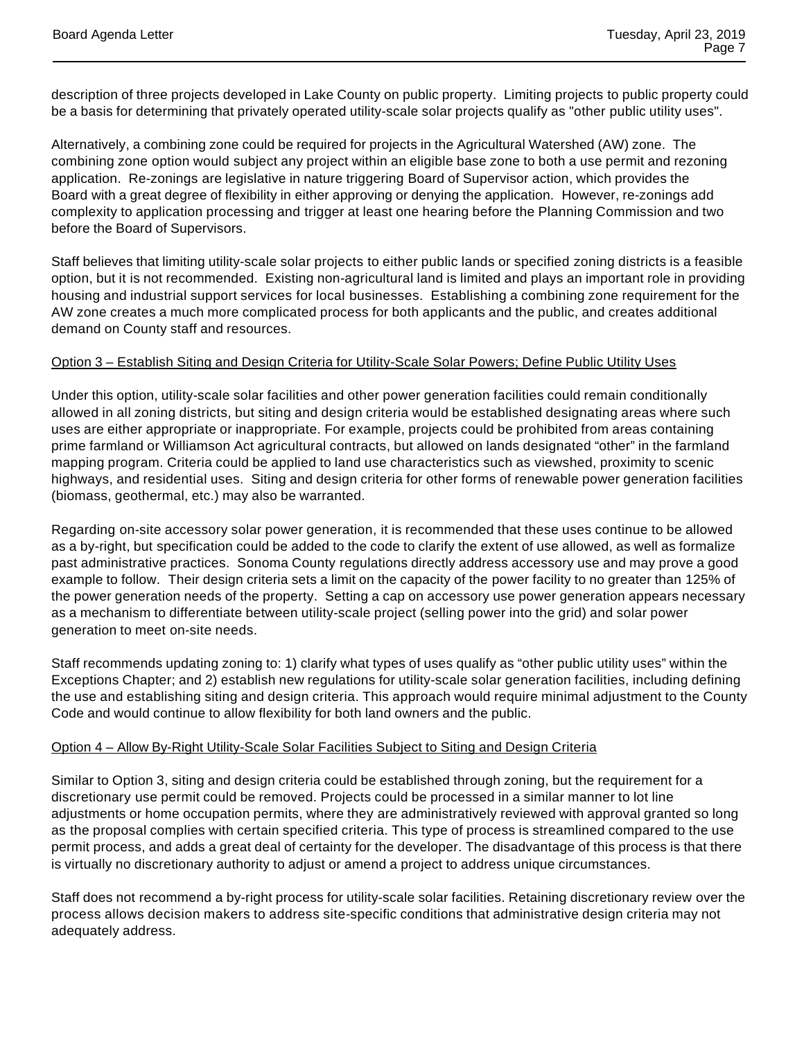description of three projects developed in Lake County on public property. Limiting projects to public property could be a basis for determining that privately operated utility-scale solar projects qualify as "other public utility uses".

Alternatively, a combining zone could be required for projects in the Agricultural Watershed (AW) zone. The combining zone option would subject any project within an eligible base zone to both a use permit and rezoning application. Re-zonings are legislative in nature triggering Board of Supervisor action, which provides the Board with a great degree of flexibility in either approving or denying the application. However, re-zonings add complexity to application processing and trigger at least one hearing before the Planning Commission and two before the Board of Supervisors.

Staff believes that limiting utility-scale solar projects to either public lands or specified zoning districts is a feasible option, but it is not recommended. Existing non-agricultural land is limited and plays an important role in providing housing and industrial support services for local businesses. Establishing a combining zone requirement for the AW zone creates a much more complicated process for both applicants and the public, and creates additional demand on County staff and resources.

<u>Option 3 – Establish Siting and Design Criteria for Utility-Scale Solar Powers; Define Public Utility Uses</u>

Under this option, utility-scale solar facilities and other power generation facilities could remain conditionally allowed in all zoning districts, but siting and design criteria would be established designating areas where such uses are either appropriate or inappropriate. For example, projects could be prohibited from areas containing prime farmland or Williamson Act agricultural contracts, but allowed on lands designated "other" in the farmland mapping program. Criteria could be applied to land use characteristics such as viewshed, proximity to scenic highways, and residential uses. Siting and design criteria for other forms of renewable power generation facilities (biomass, geothermal, etc.) may also be warranted.

Regarding on-site accessory solar power generation, it is recommended that these uses continue to be allowed as a by-right, but specification could be added to the code to clarify the extent of use allowed, as well as formalize past administrative practices. Sonoma County regulations directly address accessory use and may prove a good example to follow. Their design criteria sets a limit on the capacity of the power facility to no greater than 125% of the power generation needs of the property. Setting a cap on accessory use power generation appears necessary as a mechanism to differentiate between utility-scale project (selling power into the grid) and solar power generation to meet on-site needs.

Staff recommends updating zoning to: 1) clarify what types of uses qualify as "other public utility uses" within the Exceptions Chapter; and 2) establish new regulations for utility-scale solar generation facilities, including defining the use and establishing siting and design criteria. This approach would require minimal adjustment to the County Code and would continue to allow flexibility for both land owners and the public.

<u>Option 4 – Allow By-Right Utility-Scale Solar Facilities Subject to Siting and Design Criteria</u>

Similar to Option 3, siting and design criteria could be established through zoning, but the requirement for a discretionary use permit could be removed. Projects could be processed in a similar manner to lot line adjustments or home occupation permits, where they are administratively reviewed with approval granted so long as the proposal complies with certain specified criteria. This type of process is streamlined compared to the use permit process, and adds a great deal of certainty for the developer. The disadvantage of this process is that there is virtually no discretionary authority to adjust or amend a project to address unique circumstances.

Staff does not recommend a by-right process for utility-scale solar facilities. Retaining discretionary review over the process allows decision makers to address site-specific conditions that administrative design criteria may not adequately address.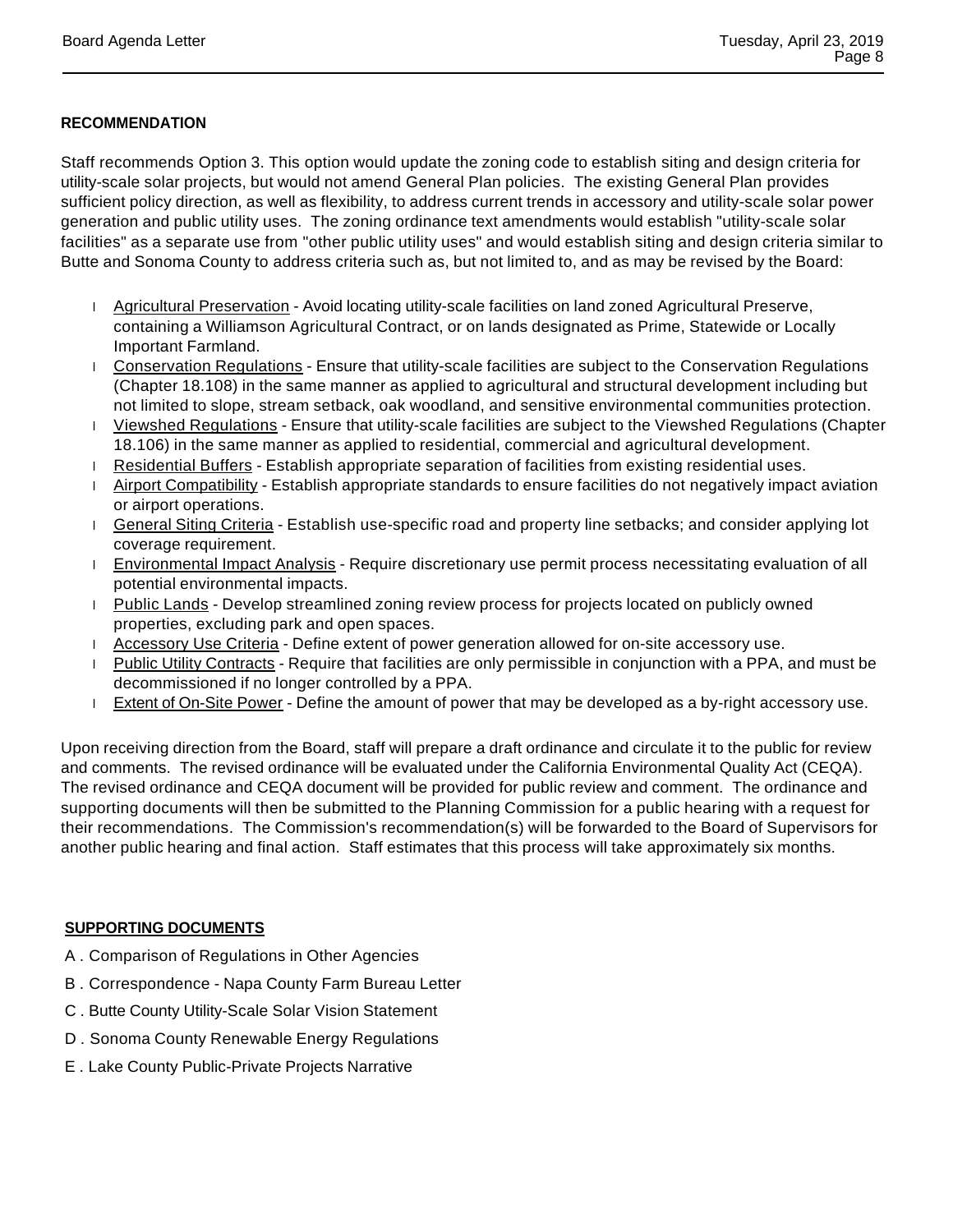**RECOMMENDATION**

Staff recommends Option 3. This option would update the zoning code to establish siting and design criteria for utility-scale solar projects, but would not amend General Plan policies. The existing General Plan provides sufficient policy direction, as well as flexibility, to address current trends in accessory and utility-scale solar power generation and public utility uses. The zoning ordinance text amendments would establish "utility-scale solar facilities" as a separate use from "other public utility uses" and would establish siting and design criteria similar to Butte and Sonoma County to address criteria such as, but not limited to, and as may be revised by the Board:

- Agricultural Preservation - Avoid locating utility-scale facilities on land zoned Agricultural Preserve, containing a Williamson Agricultural Contract, or on lands designated as Prime, Statewide or Locally Important Farmland.
- Conservation Regulations - Ensure that utility-scale facilities are subject to the Conservation Regulations (Chapter 18.108) in the same manner as applied to agricultural and structural development including but not limited to slope, stream setback, oak woodland, and sensitive environmental communities protection.
- Viewshed Regulations - Ensure that utility-scale facilities are subject to the Viewshed Regulations (Chapter 18.106) in the same manner as applied to residential, commercial and agricultural development.
- Residential Buffers - Establish appropriate separation of facilities from existing residential uses.
- Airport Compatibility - Establish appropriate standards to ensure facilities do not negatively impact aviation or airport operations.
- General Siting Criteria - Establish use-specific road and property line setbacks; and consider applying lot coverage requirement.
- Environmental Impact Analysis - Require discretionary use permit process necessitating evaluation of all potential environmental impacts.
- Public Lands - Develop streamlined zoning review process for projects located on publicly owned properties, excluding park and open spaces.
- Accessory Use Criteria - Define extent of power generation allowed for on-site accessory use.
- Public Utility Contracts - Require that facilities are only permissible in conjunction with a PPA, and must be decommissioned if no longer controlled by a PPA.
- Extent of On-Site Power - Define the amount of power that may be developed as a by-right accessory use.

Upon receiving direction from the Board, staff will prepare a draft ordinance and circulate it to the public for review and comments. The revised ordinance will be evaluated under the California Environmental Quality Act (CEQA). The revised ordinance and CEQA document will be provided for public review and comment. The ordinance and supporting documents will then be submitted to the Planning Commission for a public hearing with a request for their recommendations. The Commission's recommendation(s) will be forwarded to the Board of Supervisors for another public hearing and final action. Staff estimates that this process will take approximately six months.

**SUPPORTING DOCUMENTS**

A . Comparison of Regulations in Other Agencies

B . Correspondence - Napa County Farm Bureau Letter

C . Butte County Utility-Scale Solar Vision Statement

D . Sonoma County Renewable Energy Regulations

E . Lake County Public-Private Projects Narrative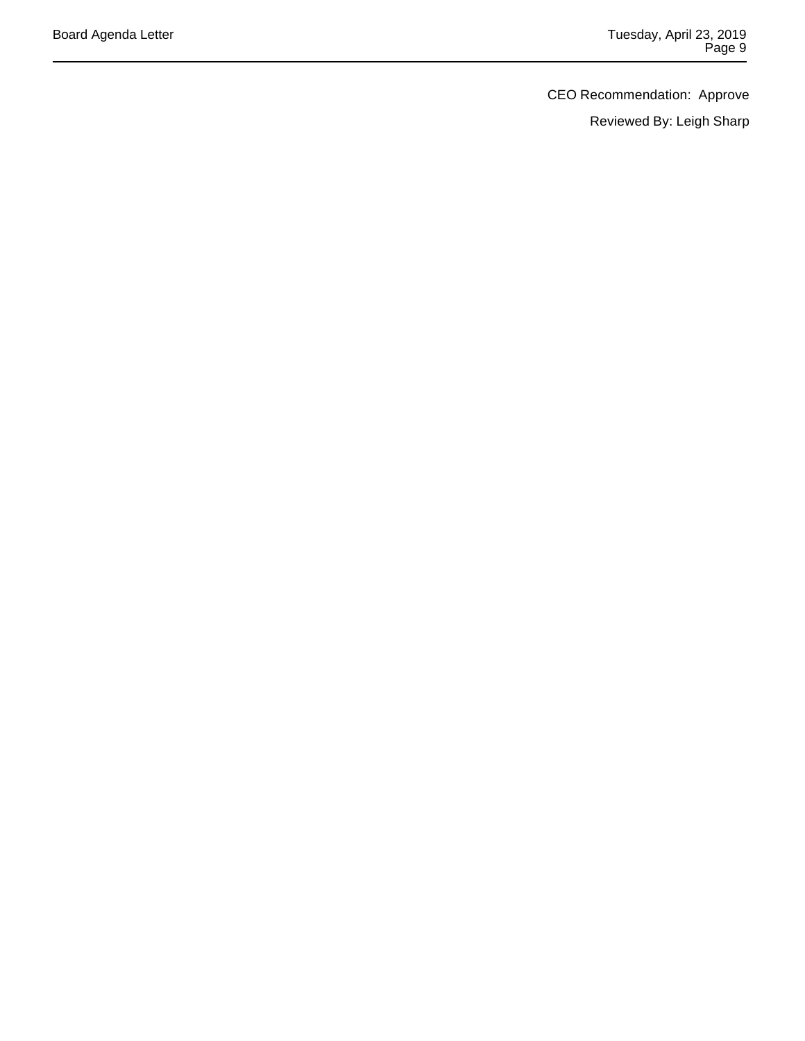CEO Recommendation: Approve

Reviewed By: Leigh Sharp